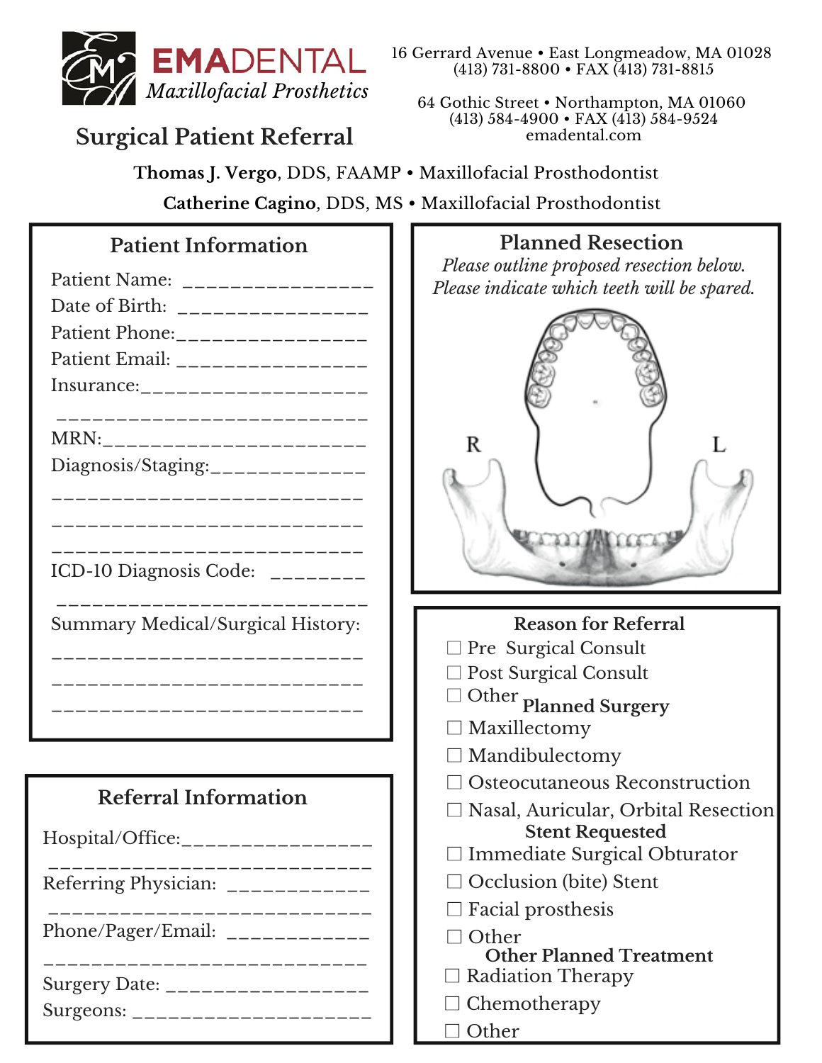**EMADENTAL**
*Maxillofacial Prosthetics*

16 Gerrard Avenue • East Longmeadow, MA 01028
(413) 731-8800 • FAX (413) 731-8815

64 Gothic Street • Northampton, MA 01060
(413) 584-4900 • FAX (413) 584-9524
emadental.com

# Surgical Patient Referral

**Thomas J. Vergo**, DDS, FAAMP • Maxillofacial Prosthodontist

**Catherine Cagino**, DDS, MS • Maxillofacial Prosthodontist

## Patient Information

Patient Name: ________________

Date of Birth: ________________

Patient Phone:________________

Patient Email: ________________

Insurance:____________________

__________________________

MRN:_______________________

Diagnosis/Staging:_____________

__________________________

__________________________

__________________________

ICD-10 Diagnosis Code: ________

__________________________

Summary Medical/Surgical History:

__________________________

__________________________

__________________________

## Referral Information

Hospital/Office:________________

__________________________

Referring Physician: ____________

__________________________

Phone/Pager/Email: ____________

__________________________

Surgery Date: _________________

Surgeons: ____________________

## Planned Resection

*Please outline proposed resection below.*
*Please indicate which teeth will be spared.*

R L

## Reason for Referral

- ☐ Pre Surgical Consult
- ☐ Post Surgical Consult
- ☐ Other

**Planned Surgery**

- ☐ Maxillectomy
- ☐ Mandibulectomy
- ☐ Osteocutaneous Reconstruction
- ☐ Nasal, Auricular, Orbital Resection

**Stent Requested**

- ☐ Immediate Surgical Obturator
- ☐ Occlusion (bite) Stent
- ☐ Facial prosthesis
- ☐ Other

**Other Planned Treatment**

- ☐ Radiation Therapy
- ☐ Chemotherapy
- ☐ Other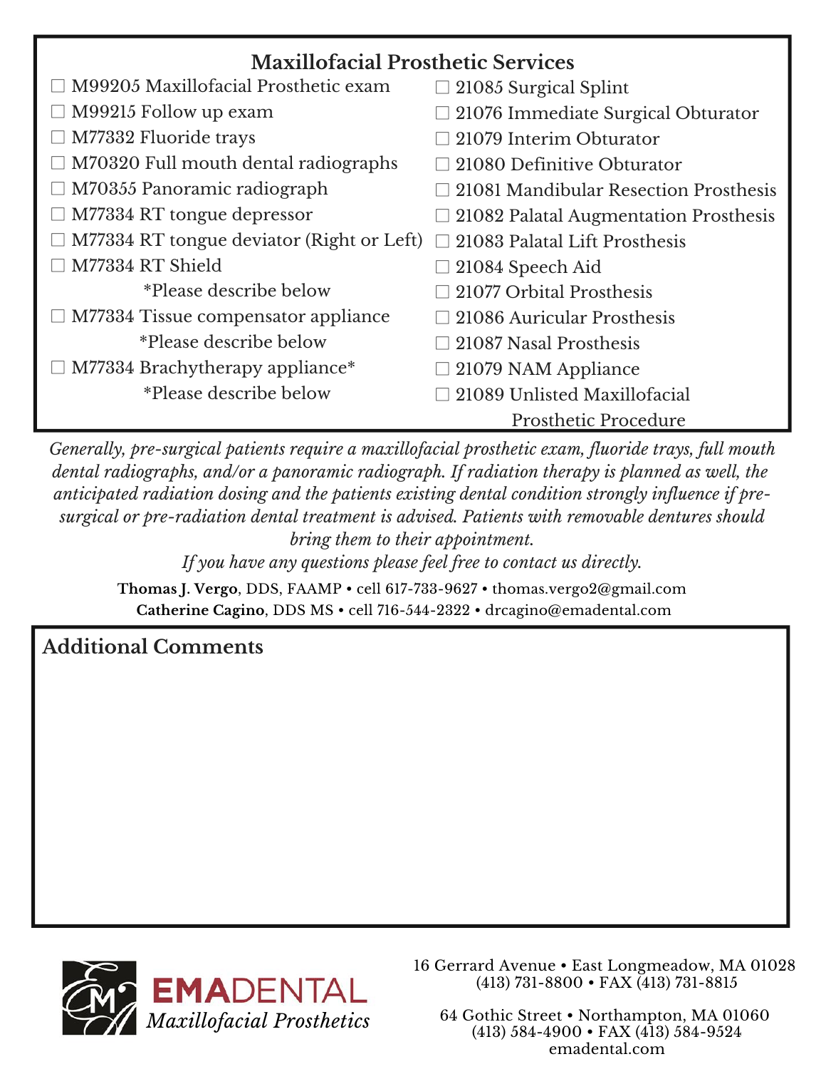## Maxillofacial Prosthetic Services

- ☐ M99205 Maxillofacial Prosthetic exam
- ☐ M99215 Follow up exam
- ☐ M77332 Fluoride trays
- ☐ M70320 Full mouth dental radiographs
- ☐ M70355 Panoramic radiograph
- ☐ M77334 RT tongue depressor
- ☐ M77334 RT tongue deviator (Right or Left)
- ☐ M77334 RT Shield
  *Please describe below
- ☐ M77334 Tissue compensator appliance
  *Please describe below
- ☐ M77334 Brachytherapy appliance*
  *Please describe below

- ☐ 21085 Surgical Splint
- ☐ 21076 Immediate Surgical Obturator
- ☐ 21079 Interim Obturator
- ☐ 21080 Definitive Obturator
- ☐ 21081 Mandibular Resection Prosthesis
- ☐ 21082 Palatal Augmentation Prosthesis
- ☐ 21083 Palatal Lift Prosthesis
- ☐ 21084 Speech Aid
- ☐ 21077 Orbital Prosthesis
- ☐ 21086 Auricular Prosthesis
- ☐ 21087 Nasal Prosthesis
- ☐ 21079 NAM Appliance
- ☐ 21089 Unlisted Maxillofacial Prosthetic Procedure

*Generally, pre-surgical patients require a maxillofacial prosthetic exam, fluoride trays, full mouth dental radiographs, and/or a panoramic radiograph. If radiation therapy is planned as well, the anticipated radiation dosing and the patients existing dental condition strongly influence if pre-surgical or pre-radiation dental treatment is advised. Patients with removable dentures should bring them to their appointment.*

*If you have any questions please feel free to contact us directly.*

**Thomas J. Vergo**, DDS, FAAMP • cell 617-733-9627 • thomas.vergo2@gmail.com
**Catherine Cagino**, DDS MS • cell 716-544-2322 • drcagino@emadental.com

## Additional Comments

**EMADENTAL**
*Maxillofacial Prosthetics*

16 Gerrard Avenue • East Longmeadow, MA 01028
(413) 731-8800 • FAX (413) 731-8815

64 Gothic Street • Northampton, MA 01060
(413) 584-4900 • FAX (413) 584-9524
emadental.com